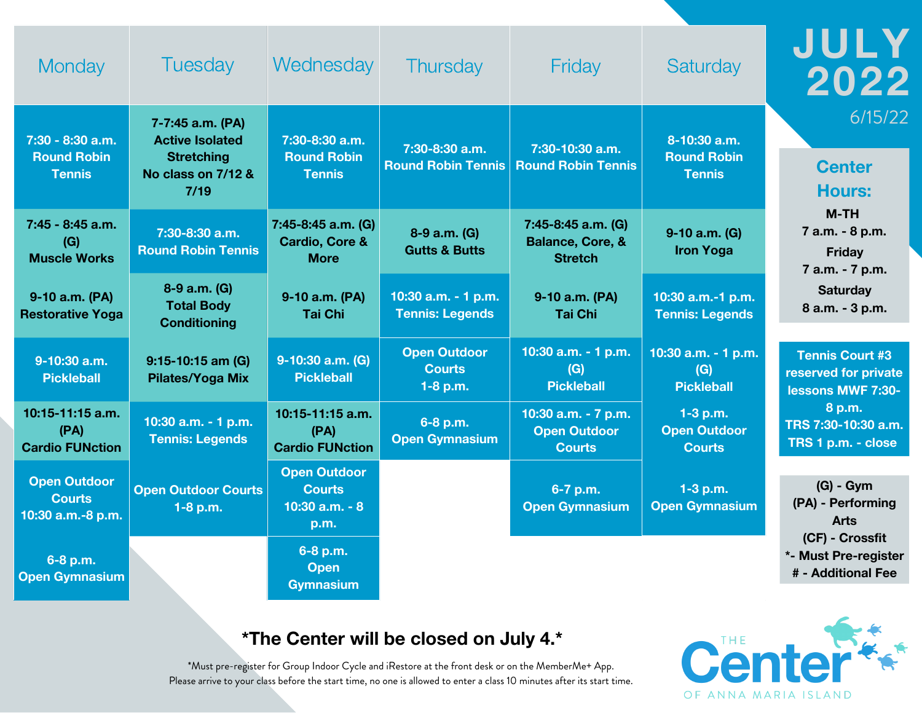# JULY 2022

6/15/22

| Monday | Tuesday | Wednesday | Thursday | Friday | Saturday |
| --- | --- | --- | --- | --- | --- |
| 7:30 - 8:30 a.m. Round Robin Tennis | 7-7:45 a.m. (PA) Active Isolated Stretching No class on 7/12 & 7/19 | 7:30-8:30 a.m. Round Robin Tennis | 7:30-8:30 a.m. Round Robin Tennis | 7:30-10:30 a.m. Round Robin Tennis | 8-10:30 a.m. Round Robin Tennis |
| 7:45 - 8:45 a.m. (G) Muscle Works | 7:30-8:30 a.m. Round Robin Tennis | 7:45-8:45 a.m. (G) Cardio, Core & More | 8-9 a.m. (G) Gutts & Butts | 7:45-8:45 a.m. (G) Balance, Core, & Stretch | 9-10 a.m. (G) Iron Yoga |
| 9-10 a.m. (PA) Restorative Yoga | 8-9 a.m. (G) Total Body Conditioning | 9-10 a.m. (PA) Tai Chi | 10:30 a.m. - 1 p.m. Tennis: Legends | 9-10 a.m. (PA) Tai Chi | 10:30 a.m.-1 p.m. Tennis: Legends |
| 9-10:30 a.m. Pickleball | 9:15-10:15 am (G) Pilates/Yoga Mix | 9-10:30 a.m. (G) Pickleball | Open Outdoor Courts 1-8 p.m. | 10:30 a.m. - 1 p.m. (G) Pickleball | 10:30 a.m. - 1 p.m. (G) Pickleball |
| 10:15-11:15 a.m. (PA) Cardio FUNction | 10:30 a.m. - 1 p.m. Tennis: Legends | 10:15-11:15 a.m. (PA) Cardio FUNction | 6-8 p.m. Open Gymnasium | 10:30 a.m. - 7 p.m. Open Outdoor Courts | 1-3 p.m. Open Outdoor Courts |
| Open Outdoor Courts 10:30 a.m.-8 p.m. | Open Outdoor Courts 1-8 p.m. | Open Outdoor Courts 10:30 a.m. - 8 p.m. | | 6-7 p.m. Open Gymnasium | 1-3 p.m. Open Gymnasium |
| 6-8 p.m. Open Gymnasium | | 6-8 p.m. Open Gymnasium | | | |

**Center Hours:**

**M-TH**
7 a.m. - 8 p.m.

**Friday**
7 a.m. - 7 p.m.

**Saturday**
8 a.m. - 3 p.m.

**Tennis Court #3 reserved for private lessons MWF 7:30-8 p.m.**
**TRS 7:30-10:30 a.m.**
**TRS 1 p.m. - close**

(G) - Gym
(PA) - Performing Arts
(CF) - Crossfit
*- Must Pre-register
# - Additional Fee

**\*The Center will be closed on July 4.\***

\*Must pre-register for Group Indoor Cycle and iRestore at the front desk or on the MemberMe+ App.
Please arrive to your class before the start time, no one is allowed to enter a class 10 minutes after its start time.

THE Center OF ANNA MARIA ISLAND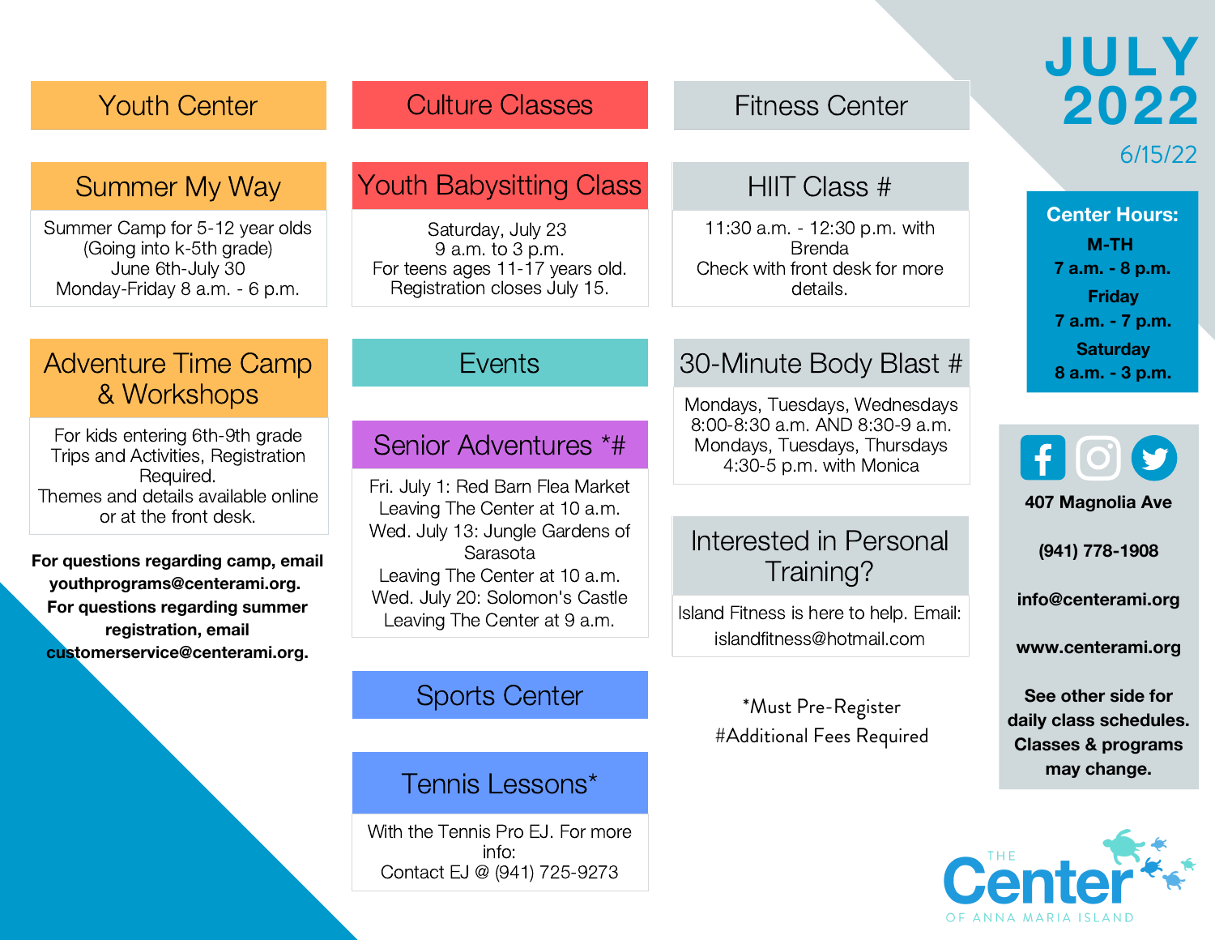# JULY 2022

6/15/22

## Youth Center

### Summer My Way

Summer Camp for 5-12 year olds
(Going into k-5th grade)
June 6th-July 30
Monday-Friday 8 a.m. - 6 p.m.

### Adventure Time Camp & Workshops

For kids entering 6th-9th grade
Trips and Activities, Registration Required.
Themes and details available online or at the front desk.

**For questions regarding camp, email youthprograms@centerami.org.**
**For questions regarding summer registration, email customerservice@centerami.org.**

## Culture Classes

### Youth Babysitting Class

Saturday, July 23
9 a.m. to 3 p.m.
For teens ages 11-17 years old.
Registration closes July 15.

## Events

### Senior Adventures *#

Fri. July 1: Red Barn Flea Market
Leaving The Center at 10 a.m.
Wed. July 13: Jungle Gardens of Sarasota
Leaving The Center at 10 a.m.
Wed. July 20: Solomon's Castle
Leaving The Center at 9 a.m.

## Sports Center

### Tennis Lessons*

With the Tennis Pro EJ. For more info:
Contact EJ @ (941) 725-9273

## Fitness Center

### HIIT Class #

11:30 a.m. - 12:30 p.m. with Brenda
Check with front desk for more details.

### 30-Minute Body Blast #

Mondays, Tuesdays, Wednesdays
8:00-8:30 a.m. AND 8:30-9 a.m.
Mondays, Tuesdays, Thursdays
4:30-5 p.m. with Monica

### Interested in Personal Training?

Island Fitness is here to help. Email:
islandfitness@hotmail.com

*Must Pre-Register
#Additional Fees Required

**Center Hours:**
**M-TH**
**7 a.m. - 8 p.m.**
**Friday**
**7 a.m. - 7 p.m.**
**Saturday**
**8 a.m. - 3 p.m.**

**407 Magnolia Ave**

**(941) 778-1908**

**info@centerami.org**

**www.centerami.org**

**See other side for daily class schedules. Classes & programs may change.**

THE Center OF ANNA MARIA ISLAND